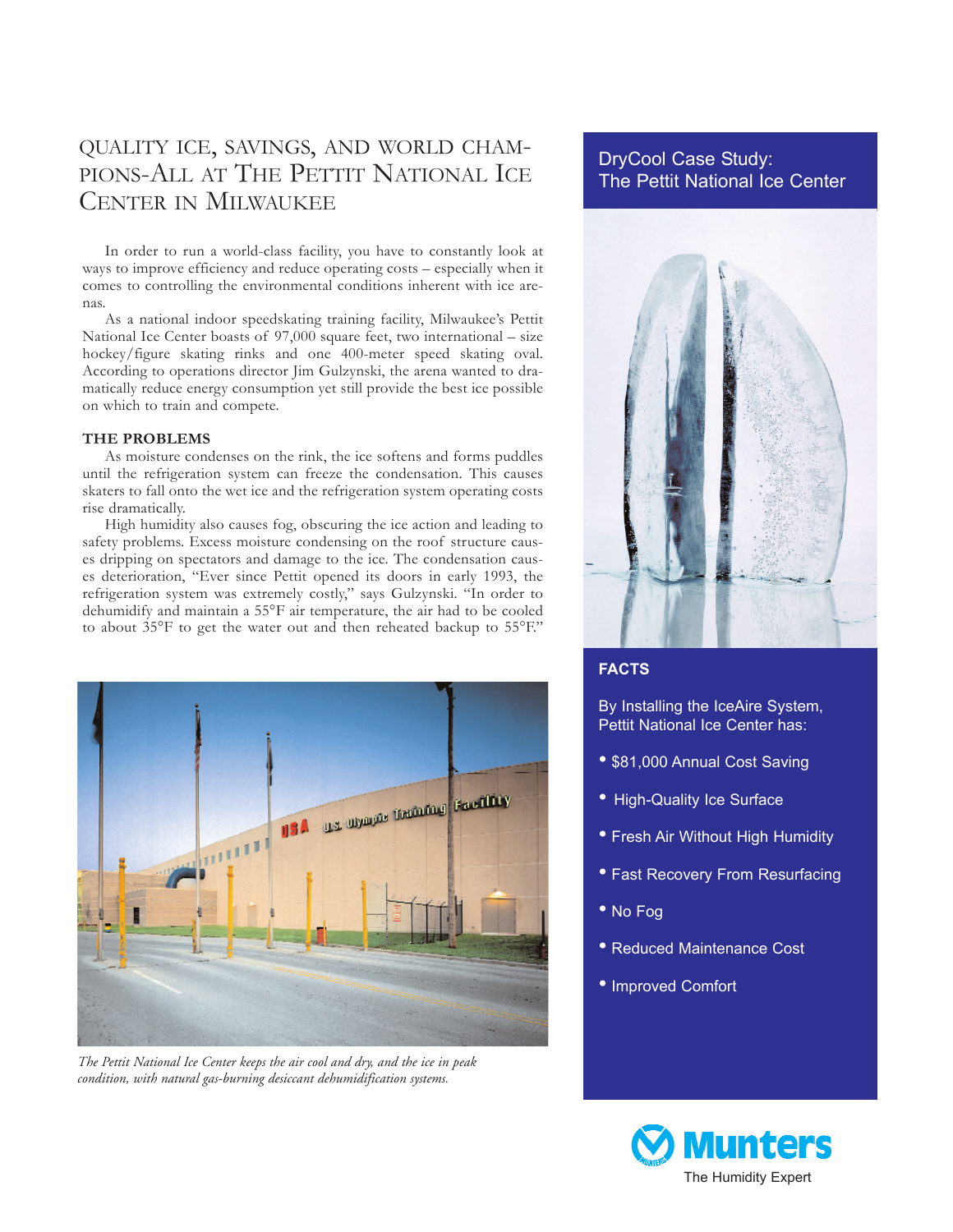# QUALITY ICE, SAVINGS, AND WORLD CHAMPIONS-ALL AT THE PETTIT NATIONAL ICE CENTER IN MILWAUKEE

In order to run a world-class facility, you have to constantly look at ways to improve efficiency and reduce operating costs – especially when it comes to controlling the environmental conditions inherent with ice arenas.

As a national indoor speedskating training facility, Milwaukee's Pettit National Ice Center boasts of 97,000 square feet, two international – size hockey/figure skating rinks and one 400-meter speed skating oval. According to operations director Jim Gulzynski, the arena wanted to dramatically reduce energy consumption yet still provide the best ice possible on which to train and compete.

**THE PROBLEMS**

As moisture condenses on the rink, the ice softens and forms puddles until the refrigeration system can freeze the condensation. This causes skaters to fall onto the wet ice and the refrigeration system operating costs rise dramatically.

High humidity also causes fog, obscuring the ice action and leading to safety problems. Excess moisture condensing on the roof structure causes dripping on spectators and damage to the ice. The condensation causes deterioration, "Ever since Pettit opened its doors in early 1993, the refrigeration system was extremely costly," says Gulzynski. "In order to dehumidify and maintain a 55°F air temperature, the air had to be cooled to about 35°F to get the water out and then reheated backup to 55°F."

*The Pettit National Ice Center keeps the air cool and dry, and the ice in peak condition, with natural gas-burning desiccant dehumidification systems.*

## DryCool Case Study: The Pettit National Ice Center

### FACTS

By Installing the IceAire System, Pettit National Ice Center has:

- $81,000 Annual Cost Saving
- High-Quality Ice Surface
- Fresh Air Without High Humidity
- Fast Recovery From Resurfacing
- No Fog
- Reduced Maintenance Cost
- Improved Comfort

Munters
The Humidity Expert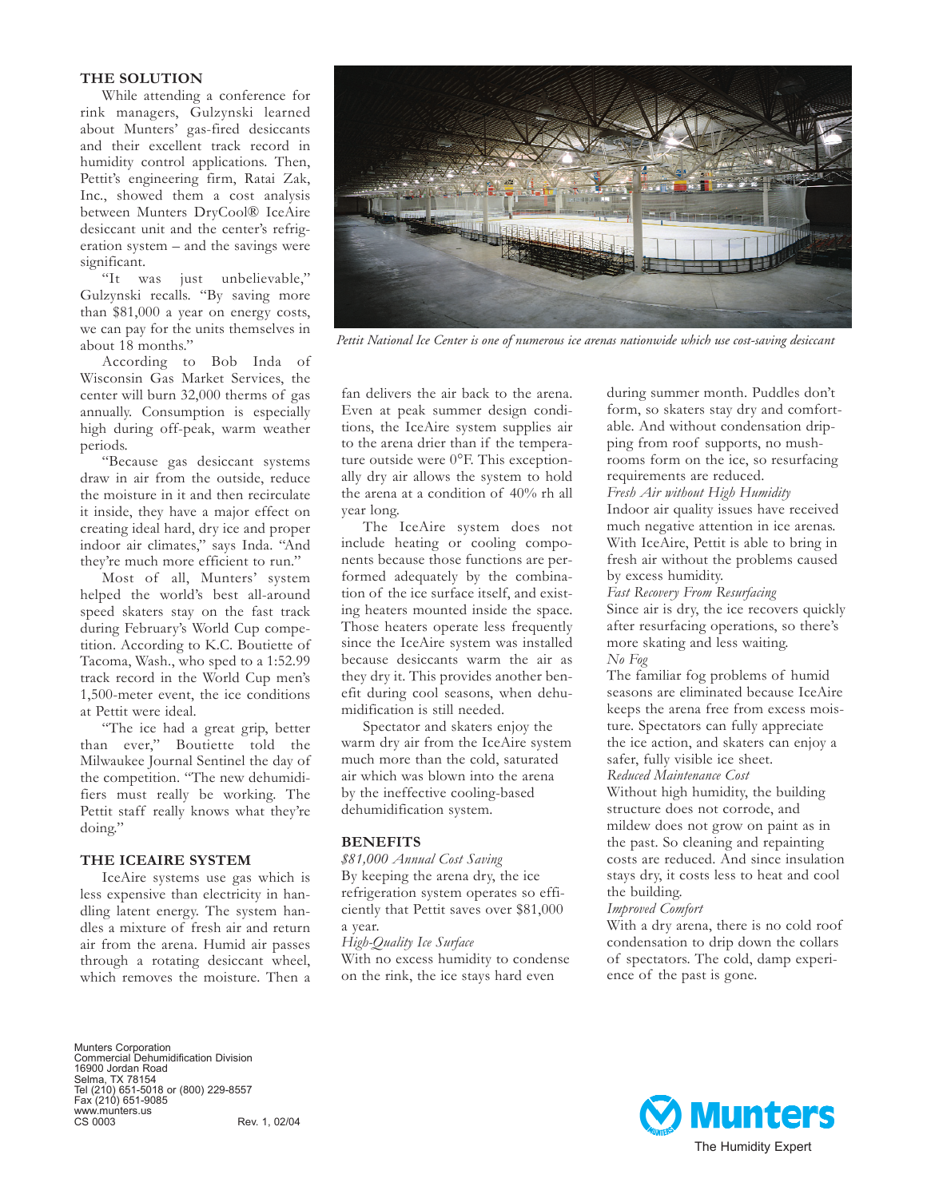## THE SOLUTION

While attending a conference for rink managers, Gulzynski learned about Munters' gas-fired desiccants and their excellent track record in humidity control applications. Then, Pettit's engineering firm, Ratai Zak, Inc., showed them a cost analysis between Munters DryCool® IceAire desiccant unit and the center's refrigeration system – and the savings were significant.

"It was just unbelievable," Gulzynski recalls. "By saving more than $81,000 a year on energy costs, we can pay for the units themselves in about 18 months."

According to Bob Inda of Wisconsin Gas Market Services, the center will burn 32,000 therms of gas annually. Consumption is especially high during off-peak, warm weather periods.

"Because gas desiccant systems draw in air from the outside, reduce the moisture in it and then recirculate it inside, they have a major effect on creating ideal hard, dry ice and proper indoor air climates," says Inda. "And they're much more efficient to run."

Most of all, Munters' system helped the world's best all-around speed skaters stay on the fast track during February's World Cup competition. According to K.C. Boutiette of Tacoma, Wash., who sped to a 1:52.99 track record in the World Cup men's 1,500-meter event, the ice conditions at Pettit were ideal.

"The ice had a great grip, better than ever," Boutiette told the Milwaukee Journal Sentinel the day of the competition. "The new dehumidifiers must really be working. The Pettit staff really knows what they're doing."

## THE ICEAIRE SYSTEM

IceAire systems use gas which is less expensive than electricity in handling latent energy. The system handles a mixture of fresh air and return air from the arena. Humid air passes through a rotating desiccant wheel, which removes the moisture. Then a fan delivers the air back to the arena. Even at peak summer design conditions, the IceAire system supplies air to the arena drier than if the temperature outside were 0°F. This exceptionally dry air allows the system to hold the arena at a condition of 40% rh all year long.

The IceAire system does not include heating or cooling components because those functions are performed adequately by the combination of the ice surface itself, and existing heaters mounted inside the space. Those heaters operate less frequently since the IceAire system was installed because desiccants warm the air as they dry it. This provides another benefit during cool seasons, when dehumidification is still needed.

Spectator and skaters enjoy the warm dry air from the IceAire system much more than the cold, saturated air which was blown into the arena by the ineffective cooling-based dehumidification system.

*Pettit National Ice Center is one of numerous ice arenas nationwide which use cost-saving desiccant*

## BENEFITS

*$81,000 Annual Cost Saving*
By keeping the arena dry, the ice refrigeration system operates so efficiently that Pettit saves over $81,000 a year.

*High-Quality Ice Surface*
With no excess humidity to condense on the rink, the ice stays hard even during summer month. Puddles don't form, so skaters stay dry and comfortable. And without condensation dripping from roof supports, no mushrooms form on the ice, so resurfacing requirements are reduced.

*Fresh Air without High Humidity*
Indoor air quality issues have received much negative attention in ice arenas. With IceAire, Pettit is able to bring in fresh air without the problems caused by excess humidity.

*Fast Recovery From Resurfacing*
Since air is dry, the ice recovers quickly after resurfacing operations, so there's more skating and less waiting.

*No Fog*
The familiar fog problems of humid seasons are eliminated because IceAire keeps the arena free from excess moisture. Spectators can fully appreciate the ice action, and skaters can enjoy a safer, fully visible ice sheet.

*Reduced Maintenance Cost*
Without high humidity, the building structure does not corrode, and mildew does not grow on paint as in the past. So cleaning and repainting costs are reduced. And since insulation stays dry, it costs less to heat and cool the building.

*Improved Comfort*
With a dry arena, there is no cold roof condensation to drip down the collars of spectators. The cold, damp experience of the past is gone.

Munters Corporation
Commercial Dehumidification Division
16900 Jordan Road
Selma, TX 78154
Tel (210) 651-5018 or (800) 229-8557
Fax (210) 651-9085
www.munters.us
CS 0003 Rev. 1, 02/04

Munters
The Humidity Expert